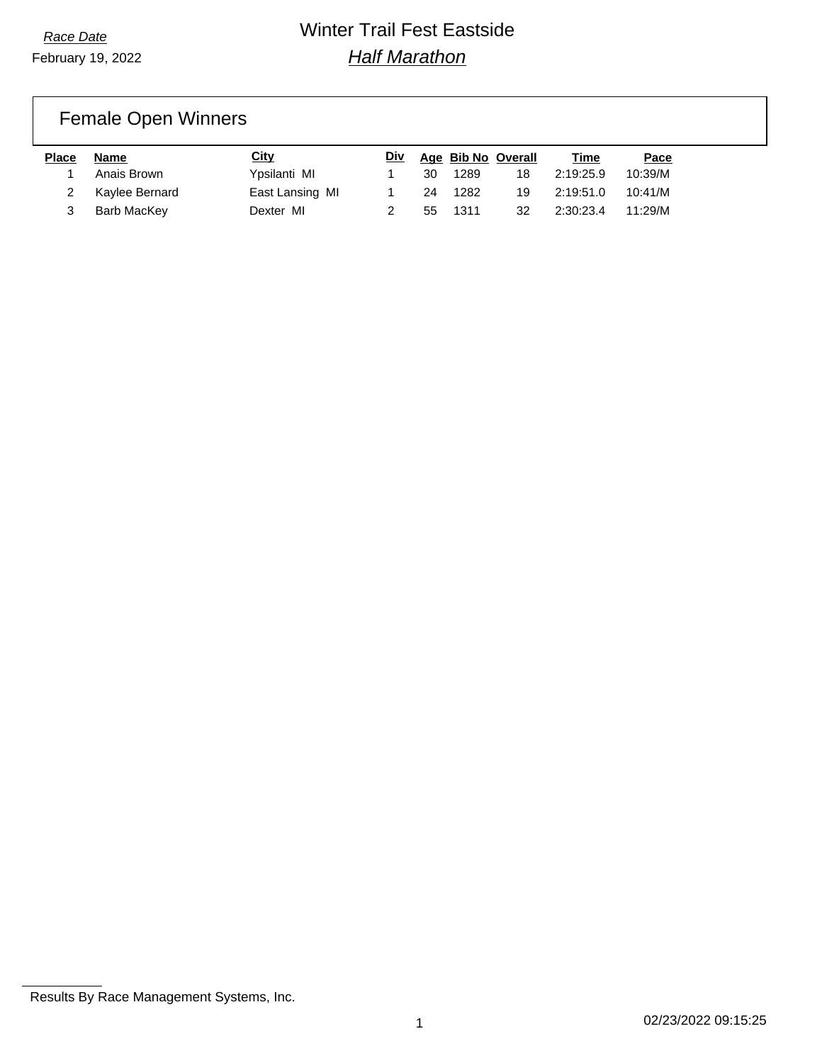*Race Date*

February 19, 2022

# Winter Trail Fest Eastside

## *Half Marathon*

### Female Open Winners

| Place | Name | City | Div | Age | Bib No | Overall | Time | Pace |
|---|---|---|---|---|---|---|---|---|
| 1 | Anais Brown | Ypsilanti MI | 1 | 30 | 1289 | 18 | 2:19:25.9 | 10:39/M |
| 2 | Kaylee Bernard | East Lansing MI | 1 | 24 | 1282 | 19 | 2:19:51.0 | 10:41/M |
| 3 | Barb MacKey | Dexter MI | 2 | 55 | 1311 | 32 | 2:30:23.4 | 11:29/M |

Results By Race Management Systems, Inc.

02/23/2022 09:15:25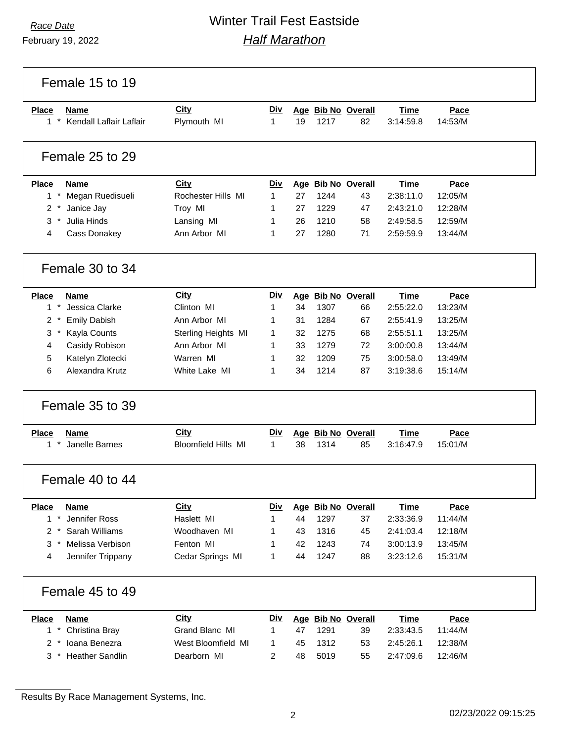*Race Date*
February 19, 2022

# Winter Trail Fest Eastside
## *Half Marathon*

### Female 15 to 19

| Place | Name | City | Div | Age | Bib No | Overall | Time | Pace |
|---|---|---|---|---|---|---|---|---|
| 1 * | Kendall Laflair Laflair | Plymouth MI | 1 | 19 | 1217 | 82 | 3:14:59.8 | 14:53/M |

### Female 25 to 29

| Place | Name | City | Div | Age | Bib No | Overall | Time | Pace |
|---|---|---|---|---|---|---|---|---|
| 1 * | Megan Ruedisueli | Rochester Hills MI | 1 | 27 | 1244 | 43 | 2:38:11.0 | 12:05/M |
| 2 * | Janice Jay | Troy MI | 1 | 27 | 1229 | 47 | 2:43:21.0 | 12:28/M |
| 3 * | Julia Hinds | Lansing MI | 1 | 26 | 1210 | 58 | 2:49:58.5 | 12:59/M |
| 4 | Cass Donakey | Ann Arbor MI | 1 | 27 | 1280 | 71 | 2:59:59.9 | 13:44/M |

### Female 30 to 34

| Place | Name | City | Div | Age | Bib No | Overall | Time | Pace |
|---|---|---|---|---|---|---|---|---|
| 1 * | Jessica Clarke | Clinton MI | 1 | 34 | 1307 | 66 | 2:55:22.0 | 13:23/M |
| 2 * | Emily Dabish | Ann Arbor MI | 1 | 31 | 1284 | 67 | 2:55:41.9 | 13:25/M |
| 3 * | Kayla Counts | Sterling Heights MI | 1 | 32 | 1275 | 68 | 2:55:51.1 | 13:25/M |
| 4 | Casidy Robison | Ann Arbor MI | 1 | 33 | 1279 | 72 | 3:00:00.8 | 13:44/M |
| 5 | Katelyn Zlotecki | Warren MI | 1 | 32 | 1209 | 75 | 3:00:58.0 | 13:49/M |
| 6 | Alexandra Krutz | White Lake MI | 1 | 34 | 1214 | 87 | 3:19:38.6 | 15:14/M |

### Female 35 to 39

| Place | Name | City | Div | Age | Bib No | Overall | Time | Pace |
|---|---|---|---|---|---|---|---|---|
| 1 * | Janelle Barnes | Bloomfield Hills MI | 1 | 38 | 1314 | 85 | 3:16:47.9 | 15:01/M |

### Female 40 to 44

| Place | Name | City | Div | Age | Bib No | Overall | Time | Pace |
|---|---|---|---|---|---|---|---|---|
| 1 * | Jennifer Ross | Haslett MI | 1 | 44 | 1297 | 37 | 2:33:36.9 | 11:44/M |
| 2 * | Sarah Williams | Woodhaven MI | 1 | 43 | 1316 | 45 | 2:41:03.4 | 12:18/M |
| 3 * | Melissa Verbison | Fenton MI | 1 | 42 | 1243 | 74 | 3:00:13.9 | 13:45/M |
| 4 | Jennifer Trippany | Cedar Springs MI | 1 | 44 | 1247 | 88 | 3:23:12.6 | 15:31/M |

### Female 45 to 49

| Place | Name | City | Div | Age | Bib No | Overall | Time | Pace |
|---|---|---|---|---|---|---|---|---|
| 1 * | Christina Bray | Grand Blanc MI | 1 | 47 | 1291 | 39 | 2:33:43.5 | 11:44/M |
| 2 * | Ioana Benezra | West Bloomfield MI | 1 | 45 | 1312 | 53 | 2:45:26.1 | 12:38/M |
| 3 * | Heather Sandlin | Dearborn MI | 2 | 48 | 5019 | 55 | 2:47:09.6 | 12:46/M |

Results By Race Management Systems, Inc.

02/23/2022 09:15:25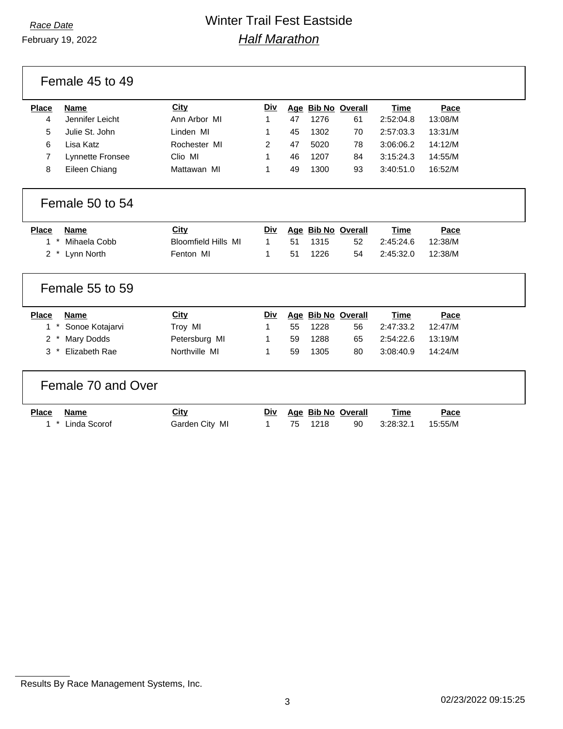*Race Date*

February 19, 2022

# Winter Trail Fest Eastside

## *Half Marathon*

### Female 45 to 49

| Place | Name | City | Div | Age | Bib No | Overall | Time | Pace |
|---|---|---|---|---|---|---|---|---|
| 4 | Jennifer Leicht | Ann Arbor MI | 1 | 47 | 1276 | 61 | 2:52:04.8 | 13:08/M |
| 5 | Julie St. John | Linden MI | 1 | 45 | 1302 | 70 | 2:57:03.3 | 13:31/M |
| 6 | Lisa Katz | Rochester MI | 2 | 47 | 5020 | 78 | 3:06:06.2 | 14:12/M |
| 7 | Lynnette Fronsee | Clio MI | 1 | 46 | 1207 | 84 | 3:15:24.3 | 14:55/M |
| 8 | Eileen Chiang | Mattawan MI | 1 | 49 | 1300 | 93 | 3:40:51.0 | 16:52/M |

### Female 50 to 54

| Place | Name | City | Div | Age | Bib No | Overall | Time | Pace |
|---|---|---|---|---|---|---|---|---|
| 1 * | Mihaela Cobb | Bloomfield Hills MI | 1 | 51 | 1315 | 52 | 2:45:24.6 | 12:38/M |
| 2 * | Lynn North | Fenton MI | 1 | 51 | 1226 | 54 | 2:45:32.0 | 12:38/M |

### Female 55 to 59

| Place | Name | City | Div | Age | Bib No | Overall | Time | Pace |
|---|---|---|---|---|---|---|---|---|
| 1 * | Sonoe Kotajarvi | Troy MI | 1 | 55 | 1228 | 56 | 2:47:33.2 | 12:47/M |
| 2 * | Mary Dodds | Petersburg MI | 1 | 59 | 1288 | 65 | 2:54:22.6 | 13:19/M |
| 3 * | Elizabeth Rae | Northville MI | 1 | 59 | 1305 | 80 | 3:08:40.9 | 14:24/M |

### Female 70 and Over

| Place | Name | City | Div | Age | Bib No | Overall | Time | Pace |
|---|---|---|---|---|---|---|---|---|
| 1 * | Linda Scorof | Garden City MI | 1 | 75 | 1218 | 90 | 3:28:32.1 | 15:55/M |

Results By Race Management Systems, Inc.

02/23/2022 09:15:25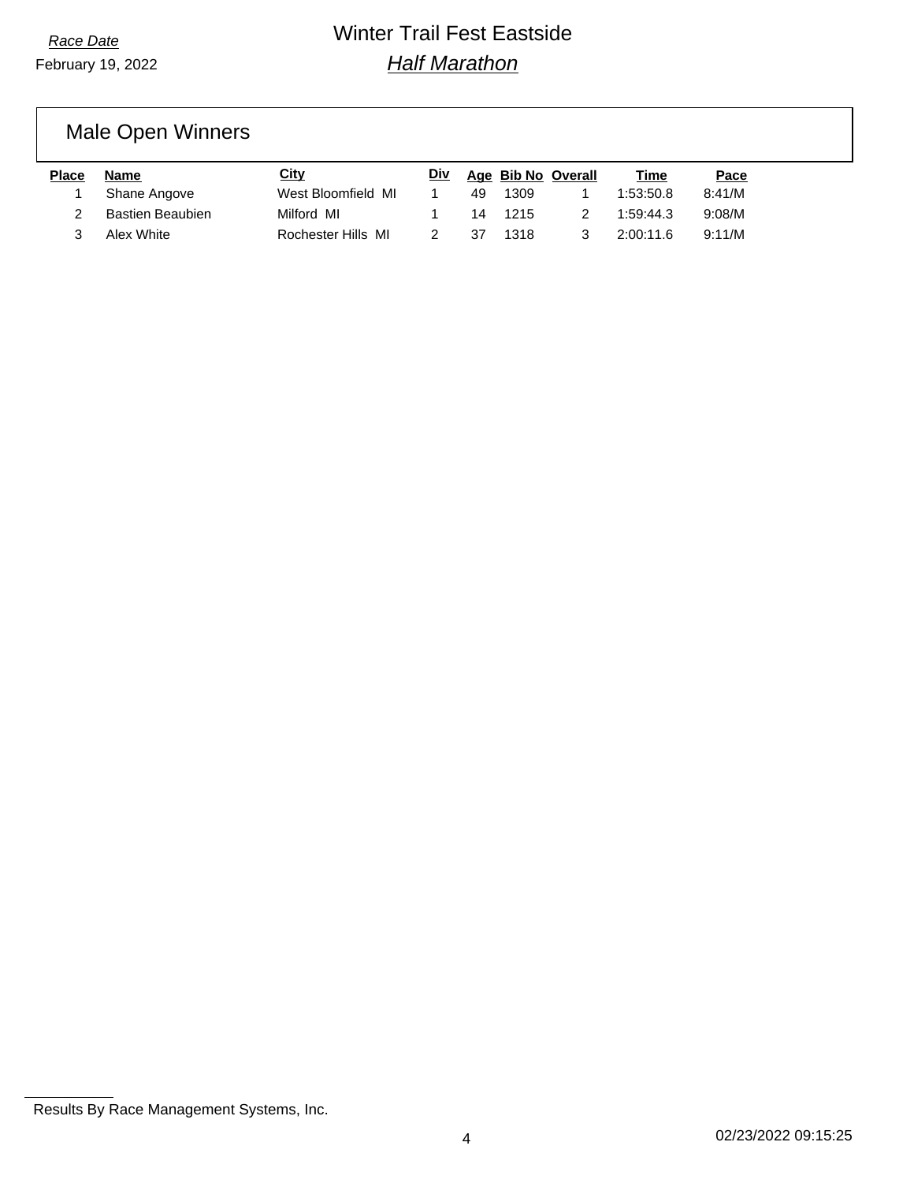*Race Date*

February 19, 2022

# Winter Trail Fest Eastside

## *Half Marathon*

### Male Open Winners

| Place | Name | City | Div | Age | Bib No | Overall | Time | Pace |
|---|---|---|---|---|---|---|---|---|
| 1 | Shane Angove | West Bloomfield MI | 1 | 49 | 1309 | 1 | 1:53:50.8 | 8:41/M |
| 2 | Bastien Beaubien | Milford MI | 1 | 14 | 1215 | 2 | 1:59:44.3 | 9:08/M |
| 3 | Alex White | Rochester Hills MI | 2 | 37 | 1318 | 3 | 2:00:11.6 | 9:11/M |

Results By Race Management Systems, Inc.

02/23/2022 09:15:25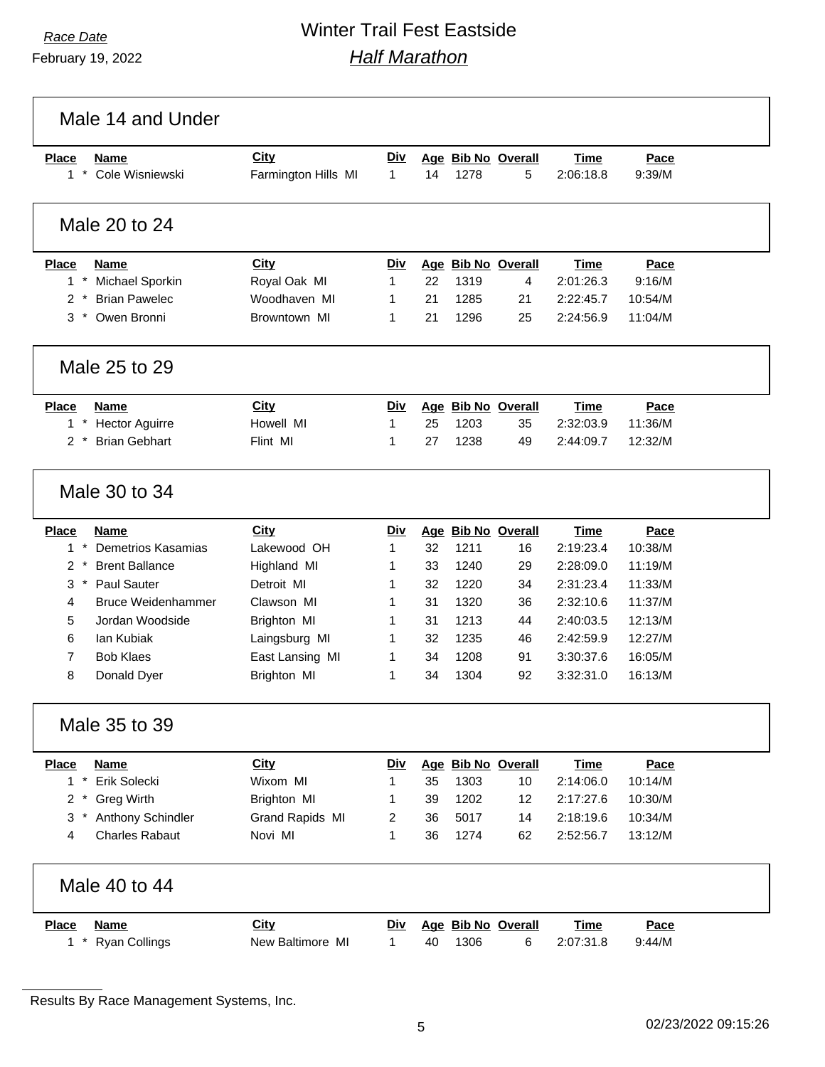*Race Date*
February 19, 2022

# Winter Trail Fest Eastside
## *Half Marathon*

### Male 14 and Under

| Place | Name | City | Div | Age | Bib No | Overall | Time | Pace |
|---|---|---|---|---|---|---|---|---|
| 1 * | Cole Wisniewski | Farmington Hills MI | 1 | 14 | 1278 | 5 | 2:06:18.8 | 9:39/M |

### Male 20 to 24

| Place | Name | City | Div | Age | Bib No | Overall | Time | Pace |
|---|---|---|---|---|---|---|---|---|
| 1 * | Michael Sporkin | Royal Oak MI | 1 | 22 | 1319 | 4 | 2:01:26.3 | 9:16/M |
| 2 * | Brian Pawelec | Woodhaven MI | 1 | 21 | 1285 | 21 | 2:22:45.7 | 10:54/M |
| 3 * | Owen Bronni | Browntown MI | 1 | 21 | 1296 | 25 | 2:24:56.9 | 11:04/M |

### Male 25 to 29

| Place | Name | City | Div | Age | Bib No | Overall | Time | Pace |
|---|---|---|---|---|---|---|---|---|
| 1 * | Hector Aguirre | Howell MI | 1 | 25 | 1203 | 35 | 2:32:03.9 | 11:36/M |
| 2 * | Brian Gebhart | Flint MI | 1 | 27 | 1238 | 49 | 2:44:09.7 | 12:32/M |

### Male 30 to 34

| Place | Name | City | Div | Age | Bib No | Overall | Time | Pace |
|---|---|---|---|---|---|---|---|---|
| 1 * | Demetrios Kasamias | Lakewood OH | 1 | 32 | 1211 | 16 | 2:19:23.4 | 10:38/M |
| 2 * | Brent Ballance | Highland MI | 1 | 33 | 1240 | 29 | 2:28:09.0 | 11:19/M |
| 3 * | Paul Sauter | Detroit MI | 1 | 32 | 1220 | 34 | 2:31:23.4 | 11:33/M |
| 4 | Bruce Weidenhammer | Clawson MI | 1 | 31 | 1320 | 36 | 2:32:10.6 | 11:37/M |
| 5 | Jordan Woodside | Brighton MI | 1 | 31 | 1213 | 44 | 2:40:03.5 | 12:13/M |
| 6 | Ian Kubiak | Laingsburg MI | 1 | 32 | 1235 | 46 | 2:42:59.9 | 12:27/M |
| 7 | Bob Klaes | East Lansing MI | 1 | 34 | 1208 | 91 | 3:30:37.6 | 16:05/M |
| 8 | Donald Dyer | Brighton MI | 1 | 34 | 1304 | 92 | 3:32:31.0 | 16:13/M |

### Male 35 to 39

| Place | Name | City | Div | Age | Bib No | Overall | Time | Pace |
|---|---|---|---|---|---|---|---|---|
| 1 * | Erik Solecki | Wixom MI | 1 | 35 | 1303 | 10 | 2:14:06.0 | 10:14/M |
| 2 * | Greg Wirth | Brighton MI | 1 | 39 | 1202 | 12 | 2:17:27.6 | 10:30/M |
| 3 * | Anthony Schindler | Grand Rapids MI | 2 | 36 | 5017 | 14 | 2:18:19.6 | 10:34/M |
| 4 | Charles Rabaut | Novi MI | 1 | 36 | 1274 | 62 | 2:52:56.7 | 13:12/M |

### Male 40 to 44

| Place | Name | City | Div | Age | Bib No | Overall | Time | Pace |
|---|---|---|---|---|---|---|---|---|
| 1 * | Ryan Collings | New Baltimore MI | 1 | 40 | 1306 | 6 | 2:07:31.8 | 9:44/M |

Results By Race Management Systems, Inc.

02/23/2022 09:15:26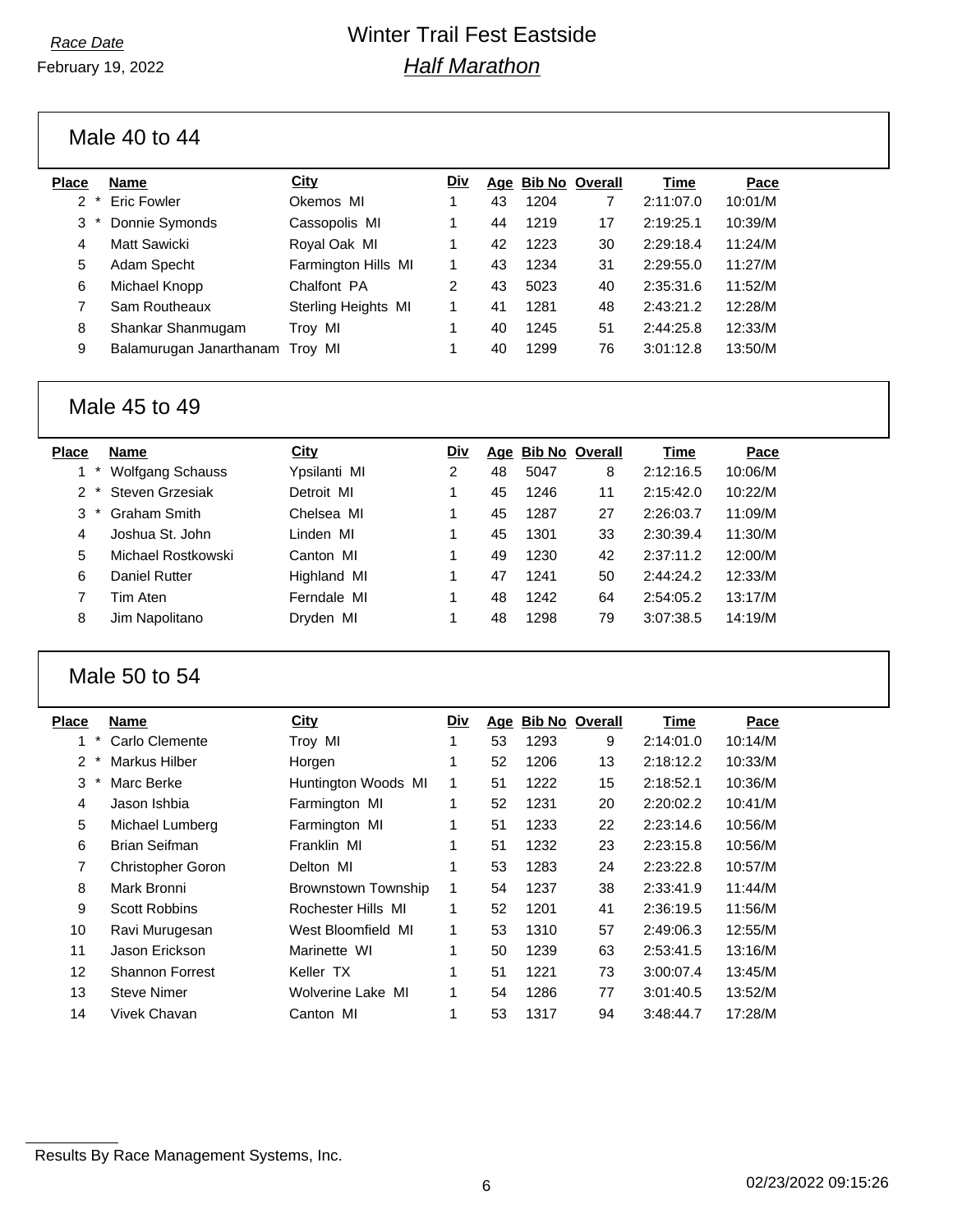Race Date

February 19, 2022

# Winter Trail Fest Eastside

## *Half Marathon*

### Male 40 to 44

| Place | Name | City | Div | Age | Bib No | Overall | Time | Pace |
|---|---|---|---|---|---|---|---|---|
| 2 * | Eric Fowler | Okemos MI | 1 | 43 | 1204 | 7 | 2:11:07.0 | 10:01/M |
| 3 * | Donnie Symonds | Cassopolis MI | 1 | 44 | 1219 | 17 | 2:19:25.1 | 10:39/M |
| 4 | Matt Sawicki | Royal Oak MI | 1 | 42 | 1223 | 30 | 2:29:18.4 | 11:24/M |
| 5 | Adam Specht | Farmington Hills MI | 1 | 43 | 1234 | 31 | 2:29:55.0 | 11:27/M |
| 6 | Michael Knopp | Chalfont PA | 2 | 43 | 5023 | 40 | 2:35:31.6 | 11:52/M |
| 7 | Sam Routheaux | Sterling Heights MI | 1 | 41 | 1281 | 48 | 2:43:21.2 | 12:28/M |
| 8 | Shankar Shanmugam | Troy MI | 1 | 40 | 1245 | 51 | 2:44:25.8 | 12:33/M |
| 9 | Balamurugan Janarthanam | Troy MI | 1 | 40 | 1299 | 76 | 3:01:12.8 | 13:50/M |

### Male 45 to 49

| Place | Name | City | Div | Age | Bib No | Overall | Time | Pace |
|---|---|---|---|---|---|---|---|---|
| 1 * | Wolfgang Schauss | Ypsilanti MI | 2 | 48 | 5047 | 8 | 2:12:16.5 | 10:06/M |
| 2 * | Steven Grzesiak | Detroit MI | 1 | 45 | 1246 | 11 | 2:15:42.0 | 10:22/M |
| 3 * | Graham Smith | Chelsea MI | 1 | 45 | 1287 | 27 | 2:26:03.7 | 11:09/M |
| 4 | Joshua St. John | Linden MI | 1 | 45 | 1301 | 33 | 2:30:39.4 | 11:30/M |
| 5 | Michael Rostkowski | Canton MI | 1 | 49 | 1230 | 42 | 2:37:11.2 | 12:00/M |
| 6 | Daniel Rutter | Highland MI | 1 | 47 | 1241 | 50 | 2:44:24.2 | 12:33/M |
| 7 | Tim Aten | Ferndale MI | 1 | 48 | 1242 | 64 | 2:54:05.2 | 13:17/M |
| 8 | Jim Napolitano | Dryden MI | 1 | 48 | 1298 | 79 | 3:07:38.5 | 14:19/M |

### Male 50 to 54

| Place | Name | City | Div | Age | Bib No | Overall | Time | Pace |
|---|---|---|---|---|---|---|---|---|
| 1 * | Carlo Clemente | Troy MI | 1 | 53 | 1293 | 9 | 2:14:01.0 | 10:14/M |
| 2 * | Markus Hilber | Horgen | 1 | 52 | 1206 | 13 | 2:18:12.2 | 10:33/M |
| 3 * | Marc Berke | Huntington Woods MI | 1 | 51 | 1222 | 15 | 2:18:52.1 | 10:36/M |
| 4 | Jason Ishbia | Farmington MI | 1 | 52 | 1231 | 20 | 2:20:02.2 | 10:41/M |
| 5 | Michael Lumberg | Farmington MI | 1 | 51 | 1233 | 22 | 2:23:14.6 | 10:56/M |
| 6 | Brian Seifman | Franklin MI | 1 | 51 | 1232 | 23 | 2:23:15.8 | 10:56/M |
| 7 | Christopher Goron | Delton MI | 1 | 53 | 1283 | 24 | 2:23:22.8 | 10:57/M |
| 8 | Mark Bronni | Brownstown Township | 1 | 54 | 1237 | 38 | 2:33:41.9 | 11:44/M |
| 9 | Scott Robbins | Rochester Hills MI | 1 | 52 | 1201 | 41 | 2:36:19.5 | 11:56/M |
| 10 | Ravi Murugesan | West Bloomfield MI | 1 | 53 | 1310 | 57 | 2:49:06.3 | 12:55/M |
| 11 | Jason Erickson | Marinette WI | 1 | 50 | 1239 | 63 | 2:53:41.5 | 13:16/M |
| 12 | Shannon Forrest | Keller TX | 1 | 51 | 1221 | 73 | 3:00:07.4 | 13:45/M |
| 13 | Steve Nimer | Wolverine Lake MI | 1 | 54 | 1286 | 77 | 3:01:40.5 | 13:52/M |
| 14 | Vivek Chavan | Canton MI | 1 | 53 | 1317 | 94 | 3:48:44.7 | 17:28/M |

Results By Race Management Systems, Inc.

02/23/2022 09:15:26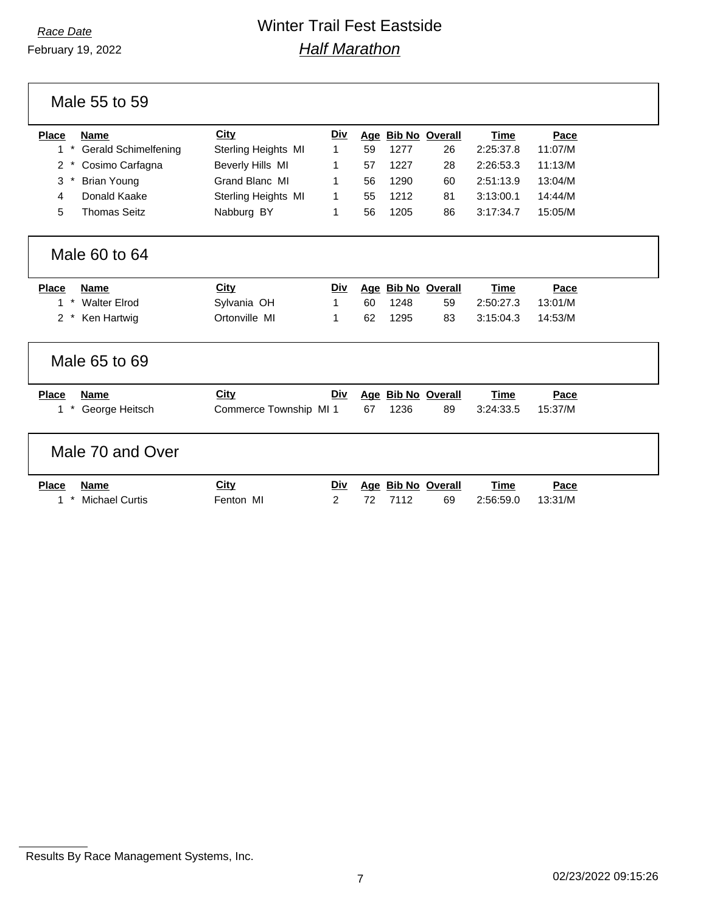Race Date

February 19, 2022

# Winter Trail Fest Eastside

## *Half Marathon*

### Male 55 to 59

| Place | Name | City | Div | Age | Bib No | Overall | Time | Pace |
|---|---|---|---|---|---|---|---|---|
| 1 * | Gerald Schimelfening | Sterling Heights MI | 1 | 59 | 1277 | 26 | 2:25:37.8 | 11:07/M |
| 2 * | Cosimo Carfagna | Beverly Hills MI | 1 | 57 | 1227 | 28 | 2:26:53.3 | 11:13/M |
| 3 * | Brian Young | Grand Blanc MI | 1 | 56 | 1290 | 60 | 2:51:13.9 | 13:04/M |
| 4 | Donald Kaake | Sterling Heights MI | 1 | 55 | 1212 | 81 | 3:13:00.1 | 14:44/M |
| 5 | Thomas Seitz | Nabburg BY | 1 | 56 | 1205 | 86 | 3:17:34.7 | 15:05/M |

### Male 60 to 64

| Place | Name | City | Div | Age | Bib No | Overall | Time | Pace |
|---|---|---|---|---|---|---|---|---|
| 1 * | Walter Elrod | Sylvania OH | 1 | 60 | 1248 | 59 | 2:50:27.3 | 13:01/M |
| 2 * | Ken Hartwig | Ortonville MI | 1 | 62 | 1295 | 83 | 3:15:04.3 | 14:53/M |

### Male 65 to 69

| Place | Name | City | Div | Age | Bib No | Overall | Time | Pace |
|---|---|---|---|---|---|---|---|---|
| 1 * | George Heitsch | Commerce Township MI | 1 | 67 | 1236 | 89 | 3:24:33.5 | 15:37/M |

### Male 70 and Over

| Place | Name | City | Div | Age | Bib No | Overall | Time | Pace |
|---|---|---|---|---|---|---|---|---|
| 1 * | Michael Curtis | Fenton MI | 2 | 72 | 7112 | 69 | 2:56:59.0 | 13:31/M |

Results By Race Management Systems, Inc.

02/23/2022 09:15:26